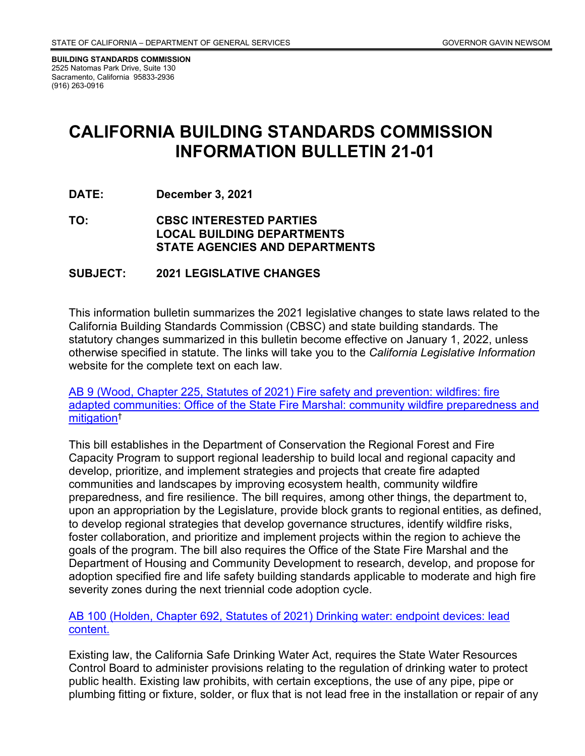STATE OF CALIFORNIA – DEPARTMENT OF GENERAL SERVICES GOVERNOR GAVIN NEWSOM

**BUILDING STANDARDS COMMISSION**
2525 Natomas Park Drive, Suite 130
Sacramento, California 95833-2936
(916) 263-0916

# CALIFORNIA BUILDING STANDARDS COMMISSION INFORMATION BULLETIN 21-01

**DATE:** **December 3, 2021**

**TO:** **CBSC INTERESTED PARTIES**
**LOCAL BUILDING DEPARTMENTS**
**STATE AGENCIES AND DEPARTMENTS**

**SUBJECT:** **2021 LEGISLATIVE CHANGES**

This information bulletin summarizes the 2021 legislative changes to state laws related to the California Building Standards Commission (CBSC) and state building standards. The statutory changes summarized in this bulletin become effective on January 1, 2022, unless otherwise specified in statute. The links will take you to the *California Legislative Information* website for the complete text on each law.

AB 9 (Wood, Chapter 225, Statutes of 2021) Fire safety and prevention: wildfires: fire adapted communities: Office of the State Fire Marshal: community wildfire preparedness and mitigation†

This bill establishes in the Department of Conservation the Regional Forest and Fire Capacity Program to support regional leadership to build local and regional capacity and develop, prioritize, and implement strategies and projects that create fire adapted communities and landscapes by improving ecosystem health, community wildfire preparedness, and fire resilience. The bill requires, among other things, the department to, upon an appropriation by the Legislature, provide block grants to regional entities, as defined, to develop regional strategies that develop governance structures, identify wildfire risks, foster collaboration, and prioritize and implement projects within the region to achieve the goals of the program. The bill also requires the Office of the State Fire Marshal and the Department of Housing and Community Development to research, develop, and propose for adoption specified fire and life safety building standards applicable to moderate and high fire severity zones during the next triennial code adoption cycle.

AB 100 (Holden, Chapter 692, Statutes of 2021) Drinking water: endpoint devices: lead content.

Existing law, the California Safe Drinking Water Act, requires the State Water Resources Control Board to administer provisions relating to the regulation of drinking water to protect public health. Existing law prohibits, with certain exceptions, the use of any pipe, pipe or plumbing fitting or fixture, solder, or flux that is not lead free in the installation or repair of any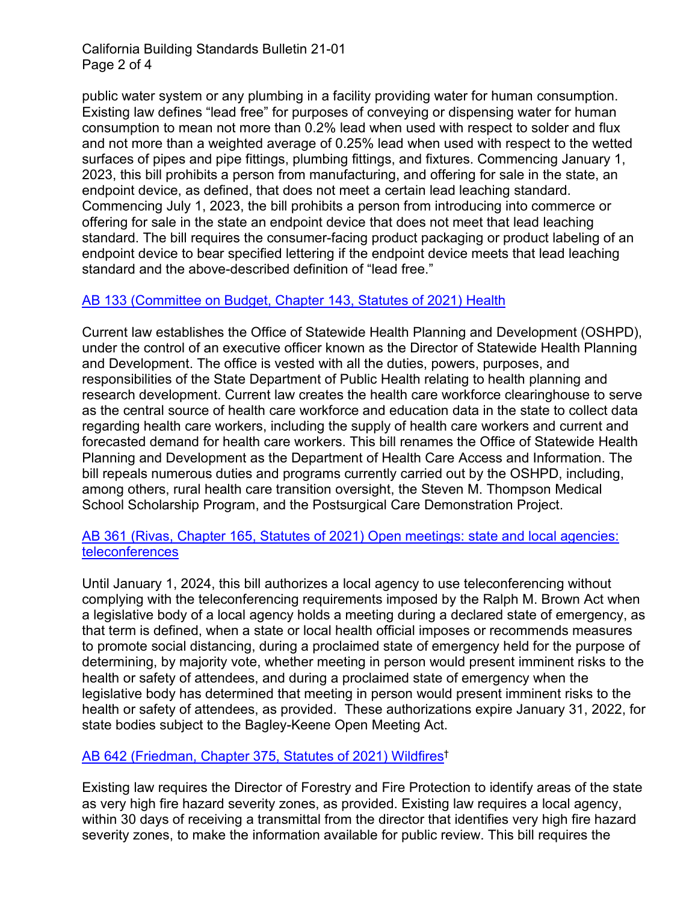public water system or any plumbing in a facility providing water for human consumption. Existing law defines "lead free" for purposes of conveying or dispensing water for human consumption to mean not more than 0.2% lead when used with respect to solder and flux and not more than a weighted average of 0.25% lead when used with respect to the wetted surfaces of pipes and pipe fittings, plumbing fittings, and fixtures. Commencing January 1, 2023, this bill prohibits a person from manufacturing, and offering for sale in the state, an endpoint device, as defined, that does not meet a certain lead leaching standard. Commencing July 1, 2023, the bill prohibits a person from introducing into commerce or offering for sale in the state an endpoint device that does not meet that lead leaching standard. The bill requires the consumer-facing product packaging or product labeling of an endpoint device to bear specified lettering if the endpoint device meets that lead leaching standard and the above-described definition of "lead free."

AB 133 (Committee on Budget, Chapter 143, Statutes of 2021) Health

Current law establishes the Office of Statewide Health Planning and Development (OSHPD), under the control of an executive officer known as the Director of Statewide Health Planning and Development. The office is vested with all the duties, powers, purposes, and responsibilities of the State Department of Public Health relating to health planning and research development. Current law creates the health care workforce clearinghouse to serve as the central source of health care workforce and education data in the state to collect data regarding health care workers, including the supply of health care workers and current and forecasted demand for health care workers. This bill renames the Office of Statewide Health Planning and Development as the Department of Health Care Access and Information. The bill repeals numerous duties and programs currently carried out by the OSHPD, including, among others, rural health care transition oversight, the Steven M. Thompson Medical School Scholarship Program, and the Postsurgical Care Demonstration Project.

AB 361 (Rivas, Chapter 165, Statutes of 2021) Open meetings: state and local agencies: teleconferences

Until January 1, 2024, this bill authorizes a local agency to use teleconferencing without complying with the teleconferencing requirements imposed by the Ralph M. Brown Act when a legislative body of a local agency holds a meeting during a declared state of emergency, as that term is defined, when a state or local health official imposes or recommends measures to promote social distancing, during a proclaimed state of emergency held for the purpose of determining, by majority vote, whether meeting in person would present imminent risks to the health or safety of attendees, and during a proclaimed state of emergency when the legislative body has determined that meeting in person would present imminent risks to the health or safety of attendees, as provided. These authorizations expire January 31, 2022, for state bodies subject to the Bagley-Keene Open Meeting Act.

AB 642 (Friedman, Chapter 375, Statutes of 2021) Wildfires†

Existing law requires the Director of Forestry and Fire Protection to identify areas of the state as very high fire hazard severity zones, as provided. Existing law requires a local agency, within 30 days of receiving a transmittal from the director that identifies very high fire hazard severity zones, to make the information available for public review. This bill requires the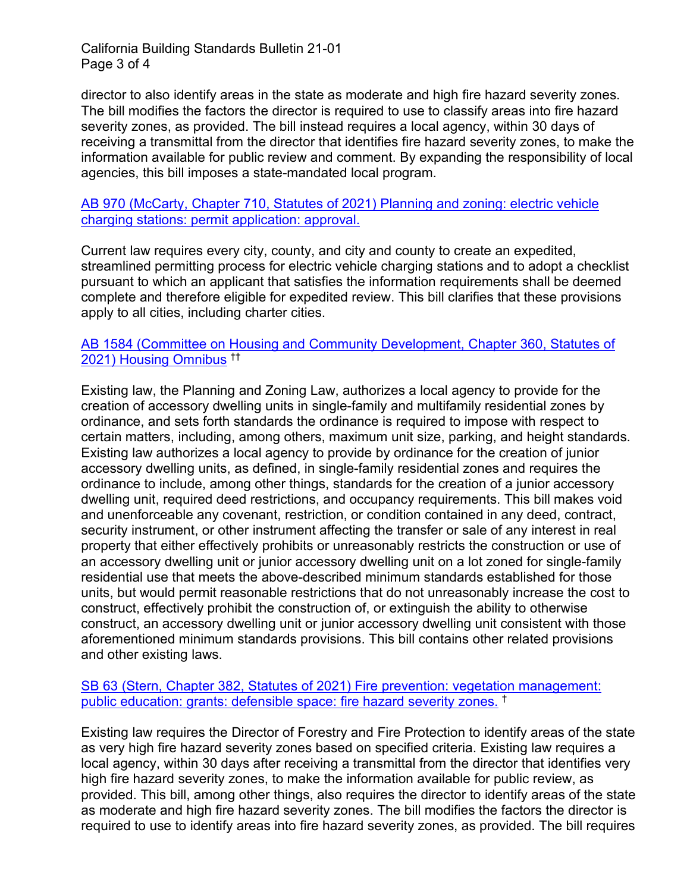director to also identify areas in the state as moderate and high fire hazard severity zones. The bill modifies the factors the director is required to use to classify areas into fire hazard severity zones, as provided. The bill instead requires a local agency, within 30 days of receiving a transmittal from the director that identifies fire hazard severity zones, to make the information available for public review and comment. By expanding the responsibility of local agencies, this bill imposes a state-mandated local program.

AB 970 (McCarty, Chapter 710, Statutes of 2021) Planning and zoning: electric vehicle charging stations: permit application: approval.

Current law requires every city, county, and city and county to create an expedited, streamlined permitting process for electric vehicle charging stations and to adopt a checklist pursuant to which an applicant that satisfies the information requirements shall be deemed complete and therefore eligible for expedited review. This bill clarifies that these provisions apply to all cities, including charter cities.

AB 1584 (Committee on Housing and Community Development, Chapter 360, Statutes of 2021) Housing Omnibus ††

Existing law, the Planning and Zoning Law, authorizes a local agency to provide for the creation of accessory dwelling units in single-family and multifamily residential zones by ordinance, and sets forth standards the ordinance is required to impose with respect to certain matters, including, among others, maximum unit size, parking, and height standards. Existing law authorizes a local agency to provide by ordinance for the creation of junior accessory dwelling units, as defined, in single-family residential zones and requires the ordinance to include, among other things, standards for the creation of a junior accessory dwelling unit, required deed restrictions, and occupancy requirements. This bill makes void and unenforceable any covenant, restriction, or condition contained in any deed, contract, security instrument, or other instrument affecting the transfer or sale of any interest in real property that either effectively prohibits or unreasonably restricts the construction or use of an accessory dwelling unit or junior accessory dwelling unit on a lot zoned for single-family residential use that meets the above-described minimum standards established for those units, but would permit reasonable restrictions that do not unreasonably increase the cost to construct, effectively prohibit the construction of, or extinguish the ability to otherwise construct, an accessory dwelling unit or junior accessory dwelling unit consistent with those aforementioned minimum standards provisions. This bill contains other related provisions and other existing laws.

SB 63 (Stern, Chapter 382, Statutes of 2021) Fire prevention: vegetation management: public education: grants: defensible space: fire hazard severity zones. †

Existing law requires the Director of Forestry and Fire Protection to identify areas of the state as very high fire hazard severity zones based on specified criteria. Existing law requires a local agency, within 30 days after receiving a transmittal from the director that identifies very high fire hazard severity zones, to make the information available for public review, as provided. This bill, among other things, also requires the director to identify areas of the state as moderate and high fire hazard severity zones. The bill modifies the factors the director is required to use to identify areas into fire hazard severity zones, as provided. The bill requires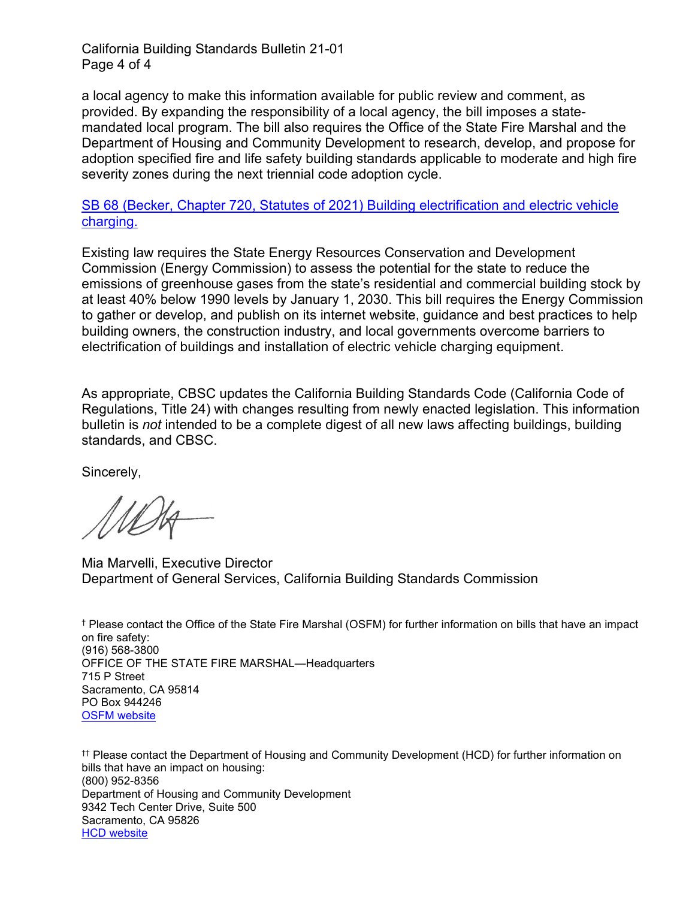a local agency to make this information available for public review and comment, as provided. By expanding the responsibility of a local agency, the bill imposes a state-mandated local program. The bill also requires the Office of the State Fire Marshal and the Department of Housing and Community Development to research, develop, and propose for adoption specified fire and life safety building standards applicable to moderate and high fire severity zones during the next triennial code adoption cycle.

[SB 68 (Becker, Chapter 720, Statutes of 2021) Building electrification and electric vehicle charging.]

Existing law requires the State Energy Resources Conservation and Development Commission (Energy Commission) to assess the potential for the state to reduce the emissions of greenhouse gases from the state's residential and commercial building stock by at least 40% below 1990 levels by January 1, 2030. This bill requires the Energy Commission to gather or develop, and publish on its internet website, guidance and best practices to help building owners, the construction industry, and local governments overcome barriers to electrification of buildings and installation of electric vehicle charging equipment.

As appropriate, CBSC updates the California Building Standards Code (California Code of Regulations, Title 24) with changes resulting from newly enacted legislation. This information bulletin is *not* intended to be a complete digest of all new laws affecting buildings, building standards, and CBSC.

Sincerely,

Mia Marvelli, Executive Director
Department of General Services, California Building Standards Commission

† Please contact the Office of the State Fire Marshal (OSFM) for further information on bills that have an impact on fire safety:
(916) 568-3800
OFFICE OF THE STATE FIRE MARSHAL—Headquarters
715 P Street
Sacramento, CA 95814
PO Box 944246
[OSFM website]

†† Please contact the Department of Housing and Community Development (HCD) for further information on bills that have an impact on housing:
(800) 952-8356
Department of Housing and Community Development
9342 Tech Center Drive, Suite 500
Sacramento, CA 95826
[HCD website]